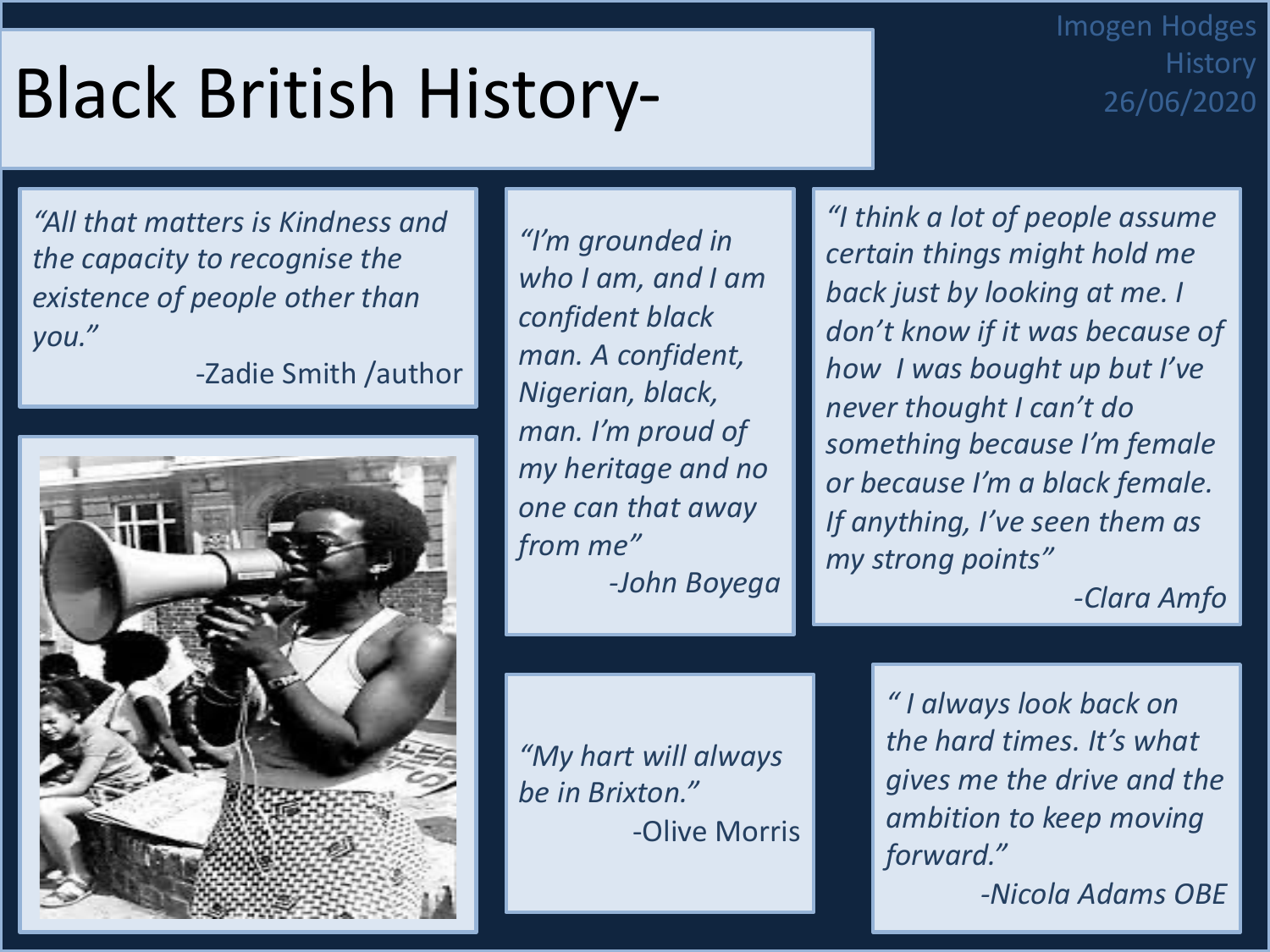# Black British History-

Imogen Hodges
History
26/06/2020

*"All that matters is Kindness and the capacity to recognise the existence of people other than you."*

-Zadie Smith /author

*"I'm grounded in who I am, and I am confident black man. A confident, Nigerian, black, man. I'm proud of my heritage and no one can that away from me"*

*-John Boyega*

*"I think a lot of people assume certain things might hold me back just by looking at me. I don't know if it was because of how I was bought up but I've never thought I can't do something because I'm female or because I'm a black female. If anything, I've seen them as my strong points"*

*-Clara Amfo*

*"My hart will always be in Brixton."*

-Olive Morris

*" I always look back on the hard times. It's what gives me the drive and the ambition to keep moving forward."*

*-Nicola Adams OBE*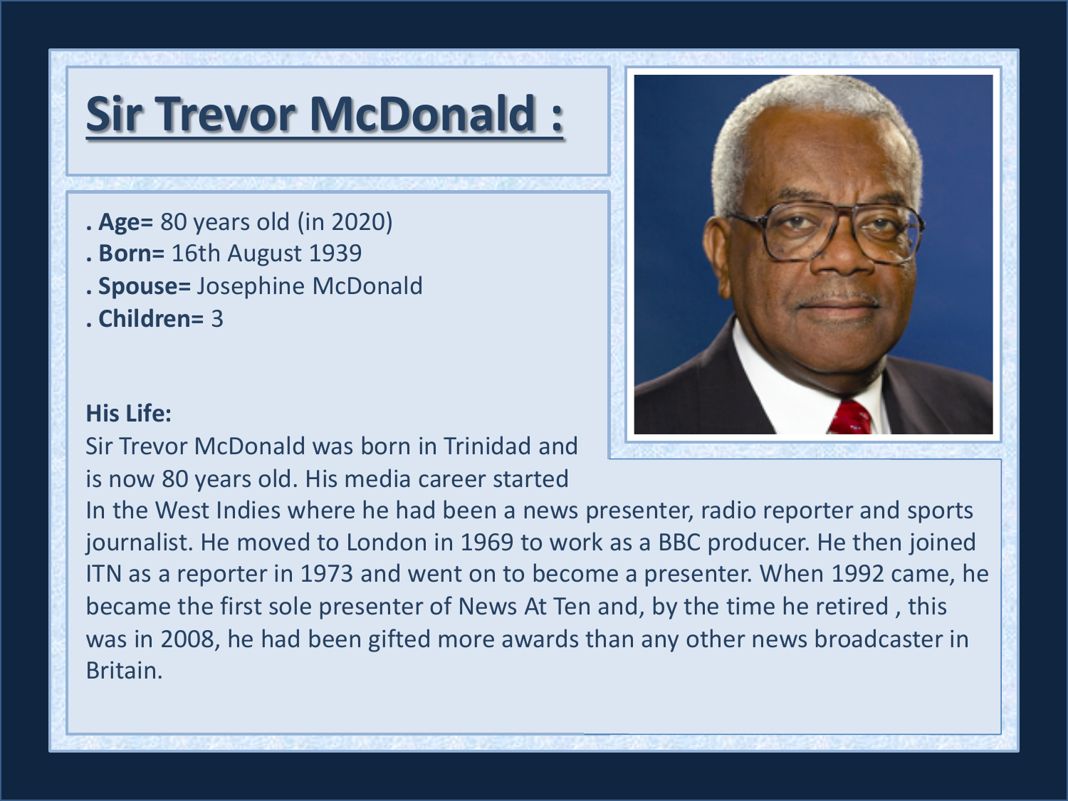# Sir Trevor McDonald :

- **Age=** 80 years old (in 2020)
- **Born=** 16th August 1939
- **Spouse=** Josephine McDonald
- **Children=** 3

**His Life:**

Sir Trevor McDonald was born in Trinidad and is now 80 years old. His media career started In the West Indies where he had been a news presenter, radio reporter and sports journalist. He moved to London in 1969 to work as a BBC producer. He then joined ITN as a reporter in 1973 and went on to become a presenter. When 1992 came, he became the first sole presenter of News At Ten and, by the time he retired , this was in 2008, he had been gifted more awards than any other news broadcaster in Britain.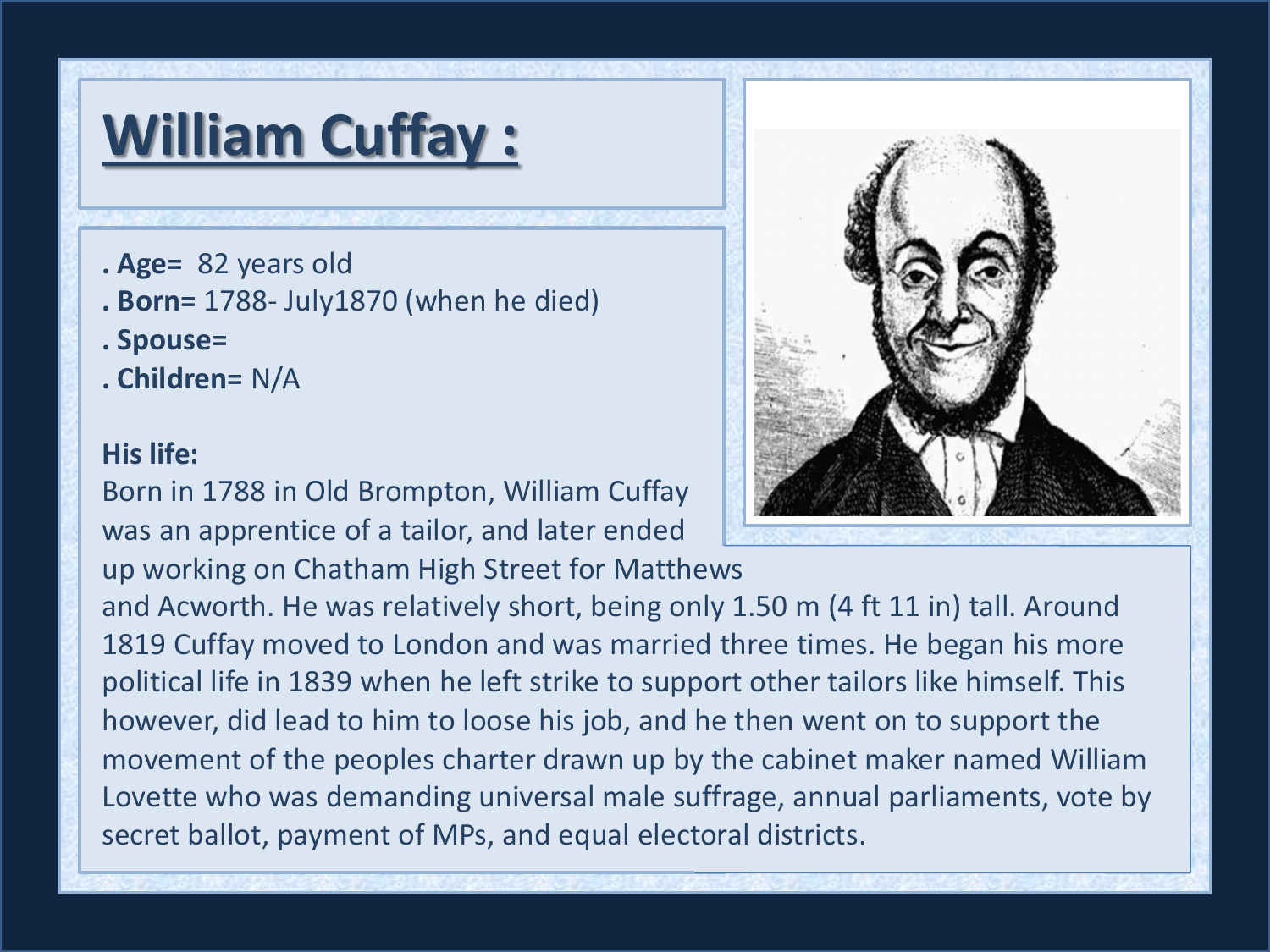# William Cuffay :

- **Age=** 82 years old
- **Born=** 1788- July1870 (when he died)
- **Spouse=**
- **Children=** N/A

**His life:**

Born in 1788 in Old Brompton, William Cuffay was an apprentice of a tailor, and later ended up working on Chatham High Street for Matthews and Acworth. He was relatively short, being only 1.50 m (4 ft 11 in) tall. Around 1819 Cuffay moved to London and was married three times. He began his more political life in 1839 when he left strike to support other tailors like himself. This however, did lead to him to loose his job, and he then went on to support the movement of the peoples charter drawn up by the cabinet maker named William Lovette who was demanding universal male suffrage, annual parliaments, vote by secret ballot, payment of MPs, and equal electoral districts.